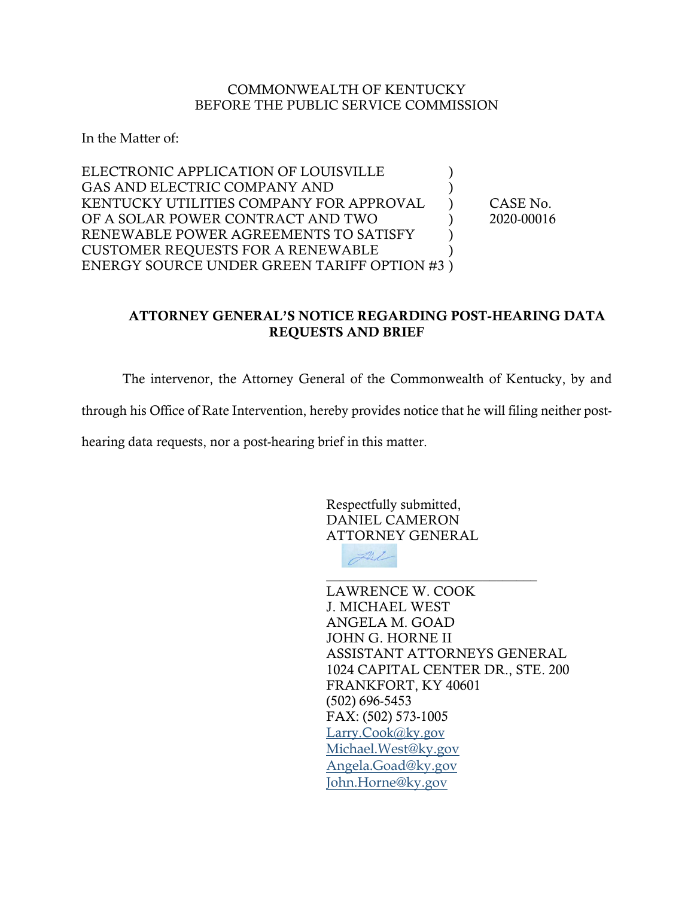COMMONWEALTH OF KENTUCKY
BEFORE THE PUBLIC SERVICE COMMISSION

In the Matter of:

ELECTRONIC APPLICATION OF LOUISVILLE GAS AND ELECTRIC COMPANY AND KENTUCKY UTILITIES COMPANY FOR APPROVAL OF A SOLAR POWER CONTRACT AND TWO RENEWABLE POWER AGREEMENTS TO SATISFY CUSTOMER REQUESTS FOR A RENEWABLE ENERGY SOURCE UNDER GREEN TARIFF OPTION #3 ) CASE No. 2020-00016

**ATTORNEY GENERAL'S NOTICE REGARDING POST-HEARING DATA REQUESTS AND BRIEF**

The intervenor, the Attorney General of the Commonwealth of Kentucky, by and through his Office of Rate Intervention, hereby provides notice that he will filing neither post-hearing data requests, nor a post-hearing brief in this matter.

Respectfully submitted,
DANIEL CAMERON
ATTORNEY GENERAL

\_\_\_\_\_\_\_\_\_\_\_\_\_\_\_\_\_\_\_\_\_\_\_\_\_\_\_\_\_\_

LAWRENCE W. COOK
J. MICHAEL WEST
ANGELA M. GOAD
JOHN G. HORNE II
ASSISTANT ATTORNEYS GENERAL
1024 CAPITAL CENTER DR., STE. 200
FRANKFORT, KY 40601
(502) 696-5453
FAX: (502) 573-1005
Larry.Cook@ky.gov
Michael.West@ky.gov
Angela.Goad@ky.gov
John.Horne@ky.gov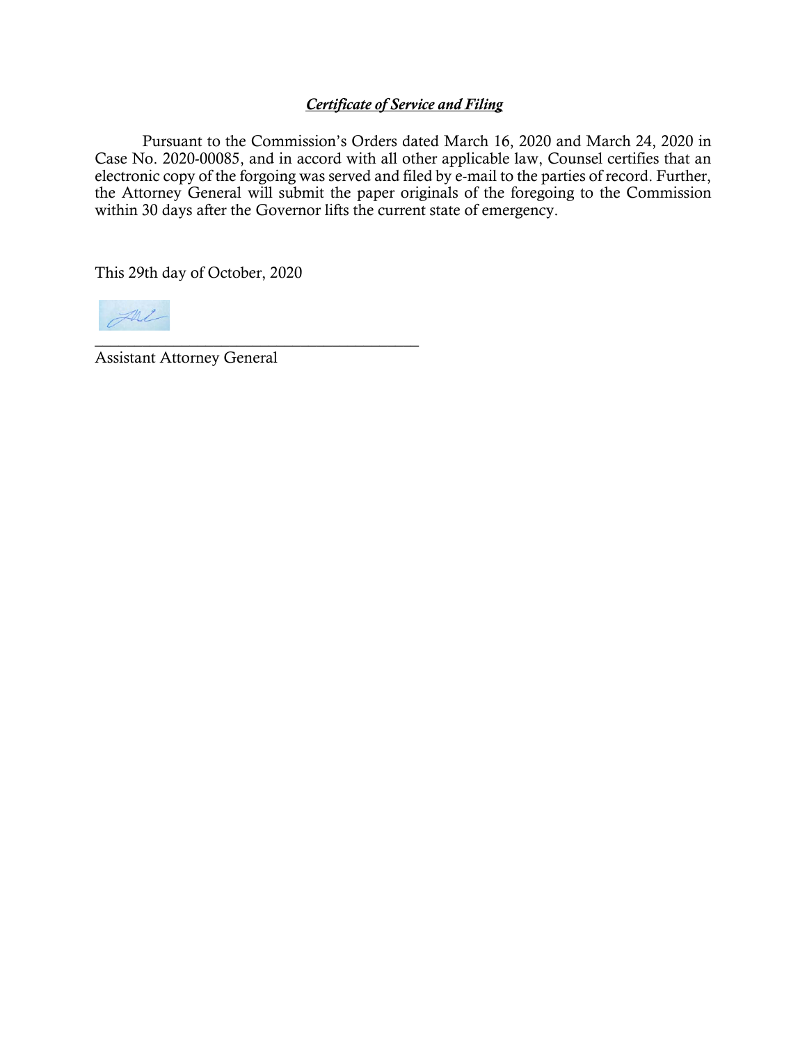***Certificate of Service and Filing***

Pursuant to the Commission's Orders dated March 16, 2020 and March 24, 2020 in Case No. 2020-00085, and in accord with all other applicable law, Counsel certifies that an electronic copy of the forgoing was served and filed by e-mail to the parties of record. Further, the Attorney General will submit the paper originals of the foregoing to the Commission within 30 days after the Governor lifts the current state of emergency.

This 29th day of October, 2020

\_\_\_\_\_\_\_\_\_\_\_\_\_\_\_\_\_\_\_\_\_\_\_\_\_\_\_\_\_\_\_\_\_\_\_\_\_\_\_\_

Assistant Attorney General